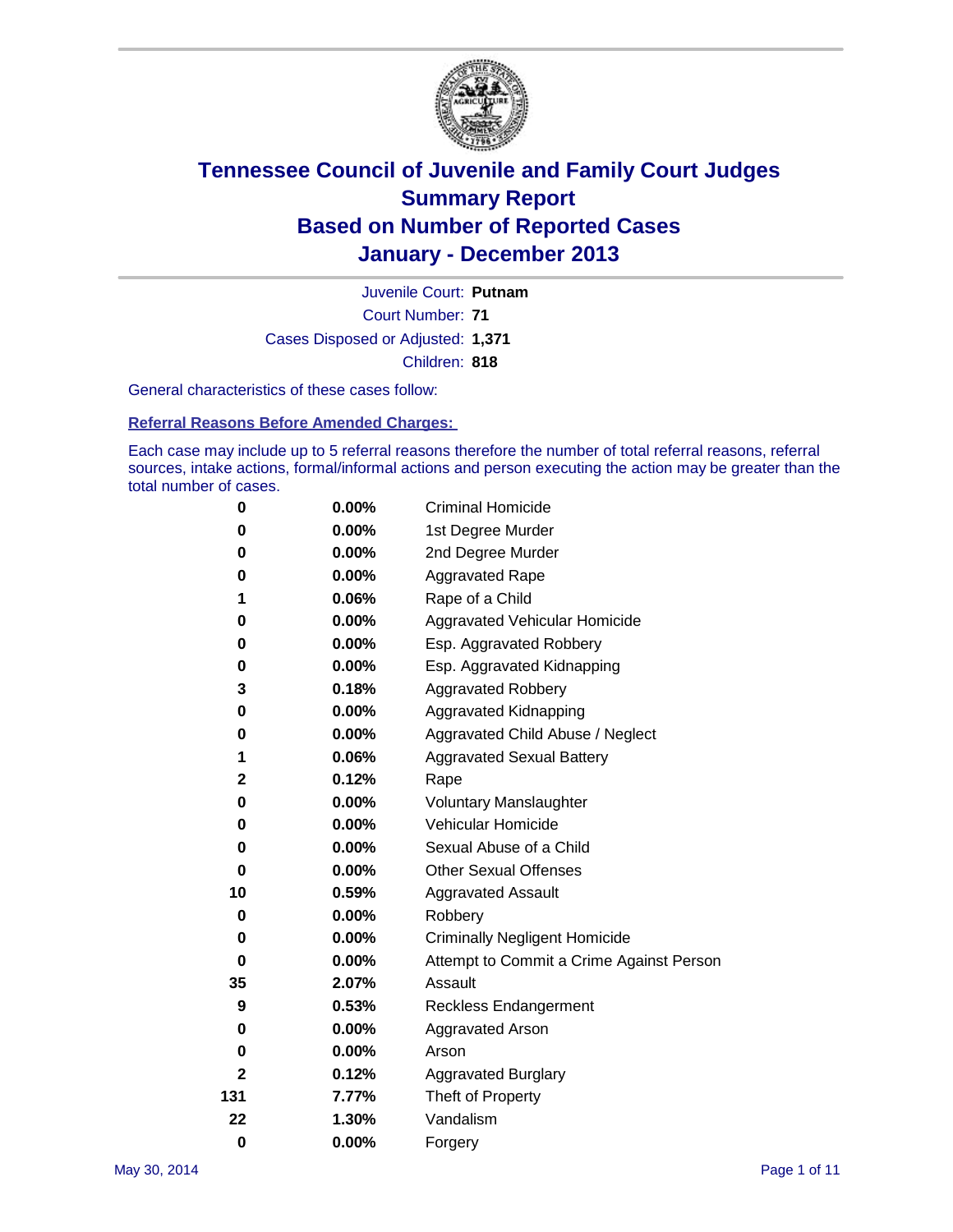# Tennessee Council of Juvenile and Family Court Judges
## Summary Report
## Based on Number of Reported Cases
## January - December 2013

Juvenile Court: **Putnam**
Court Number: **71**
Cases Disposed or Adjusted: **1,371**
Children: **818**

General characteristics of these cases follow:

**Referral Reasons Before Amended Charges:**

Each case may include up to 5 referral reasons therefore the number of total referral reasons, referral sources, intake actions, formal/informal actions and person executing the action may be greater than the total number of cases.

| Count | Percent | Referral Reason |
|---|---|---|
| 0 | 0.00% | Criminal Homicide |
| 0 | 0.00% | 1st Degree Murder |
| 0 | 0.00% | 2nd Degree Murder |
| 0 | 0.00% | Aggravated Rape |
| 1 | 0.06% | Rape of a Child |
| 0 | 0.00% | Aggravated Vehicular Homicide |
| 0 | 0.00% | Esp. Aggravated Robbery |
| 0 | 0.00% | Esp. Aggravated Kidnapping |
| 3 | 0.18% | Aggravated Robbery |
| 0 | 0.00% | Aggravated Kidnapping |
| 0 | 0.00% | Aggravated Child Abuse / Neglect |
| 1 | 0.06% | Aggravated Sexual Battery |
| 2 | 0.12% | Rape |
| 0 | 0.00% | Voluntary Manslaughter |
| 0 | 0.00% | Vehicular Homicide |
| 0 | 0.00% | Sexual Abuse of a Child |
| 0 | 0.00% | Other Sexual Offenses |
| 10 | 0.59% | Aggravated Assault |
| 0 | 0.00% | Robbery |
| 0 | 0.00% | Criminally Negligent Homicide |
| 0 | 0.00% | Attempt to Commit a Crime Against Person |
| 35 | 2.07% | Assault |
| 9 | 0.53% | Reckless Endangerment |
| 0 | 0.00% | Aggravated Arson |
| 0 | 0.00% | Arson |
| 2 | 0.12% | Aggravated Burglary |
| 131 | 7.77% | Theft of Property |
| 22 | 1.30% | Vandalism |
| 0 | 0.00% | Forgery |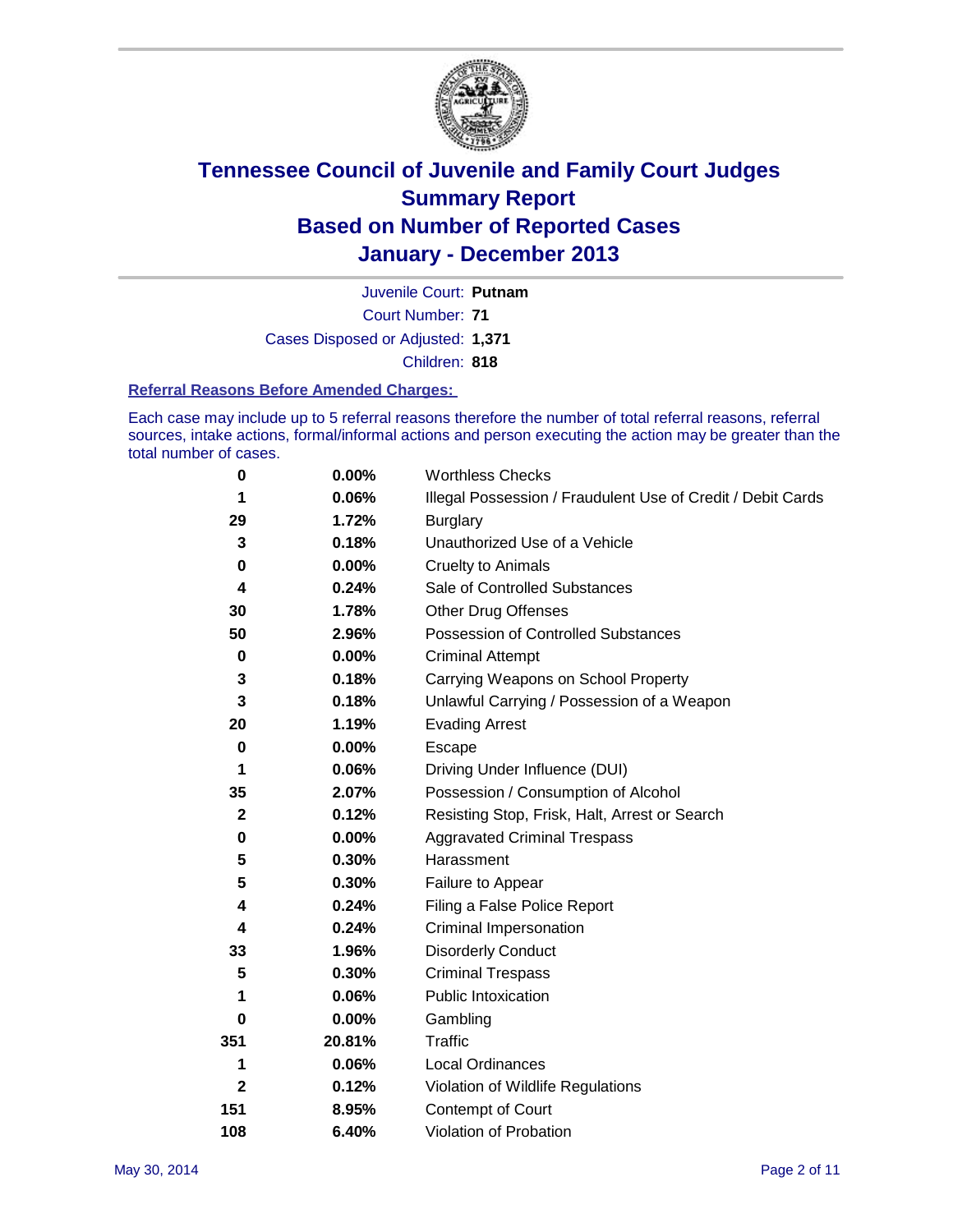# Tennessee Council of Juvenile and Family Court Judges
## Summary Report
## Based on Number of Reported Cases
## January - December 2013

Juvenile Court: **Putnam**
Court Number: **71**
Cases Disposed or Adjusted: **1,371**
Children: **818**

### Referral Reasons Before Amended Charges:

Each case may include up to 5 referral reasons therefore the number of total referral reasons, referral sources, intake actions, formal/informal actions and person executing the action may be greater than the total number of cases.

| Count | Percent | Referral Reason |
|---|---|---|
| 0 | 0.00% | Worthless Checks |
| 1 | 0.06% | Illegal Possession / Fraudulent Use of Credit / Debit Cards |
| 29 | 1.72% | Burglary |
| 3 | 0.18% | Unauthorized Use of a Vehicle |
| 0 | 0.00% | Cruelty to Animals |
| 4 | 0.24% | Sale of Controlled Substances |
| 30 | 1.78% | Other Drug Offenses |
| 50 | 2.96% | Possession of Controlled Substances |
| 0 | 0.00% | Criminal Attempt |
| 3 | 0.18% | Carrying Weapons on School Property |
| 3 | 0.18% | Unlawful Carrying / Possession of a Weapon |
| 20 | 1.19% | Evading Arrest |
| 0 | 0.00% | Escape |
| 1 | 0.06% | Driving Under Influence (DUI) |
| 35 | 2.07% | Possession / Consumption of Alcohol |
| 2 | 0.12% | Resisting Stop, Frisk, Halt, Arrest or Search |
| 0 | 0.00% | Aggravated Criminal Trespass |
| 5 | 0.30% | Harassment |
| 5 | 0.30% | Failure to Appear |
| 4 | 0.24% | Filing a False Police Report |
| 4 | 0.24% | Criminal Impersonation |
| 33 | 1.96% | Disorderly Conduct |
| 5 | 0.30% | Criminal Trespass |
| 1 | 0.06% | Public Intoxication |
| 0 | 0.00% | Gambling |
| 351 | 20.81% | Traffic |
| 1 | 0.06% | Local Ordinances |
| 2 | 0.12% | Violation of Wildlife Regulations |
| 151 | 8.95% | Contempt of Court |
| 108 | 6.40% | Violation of Probation |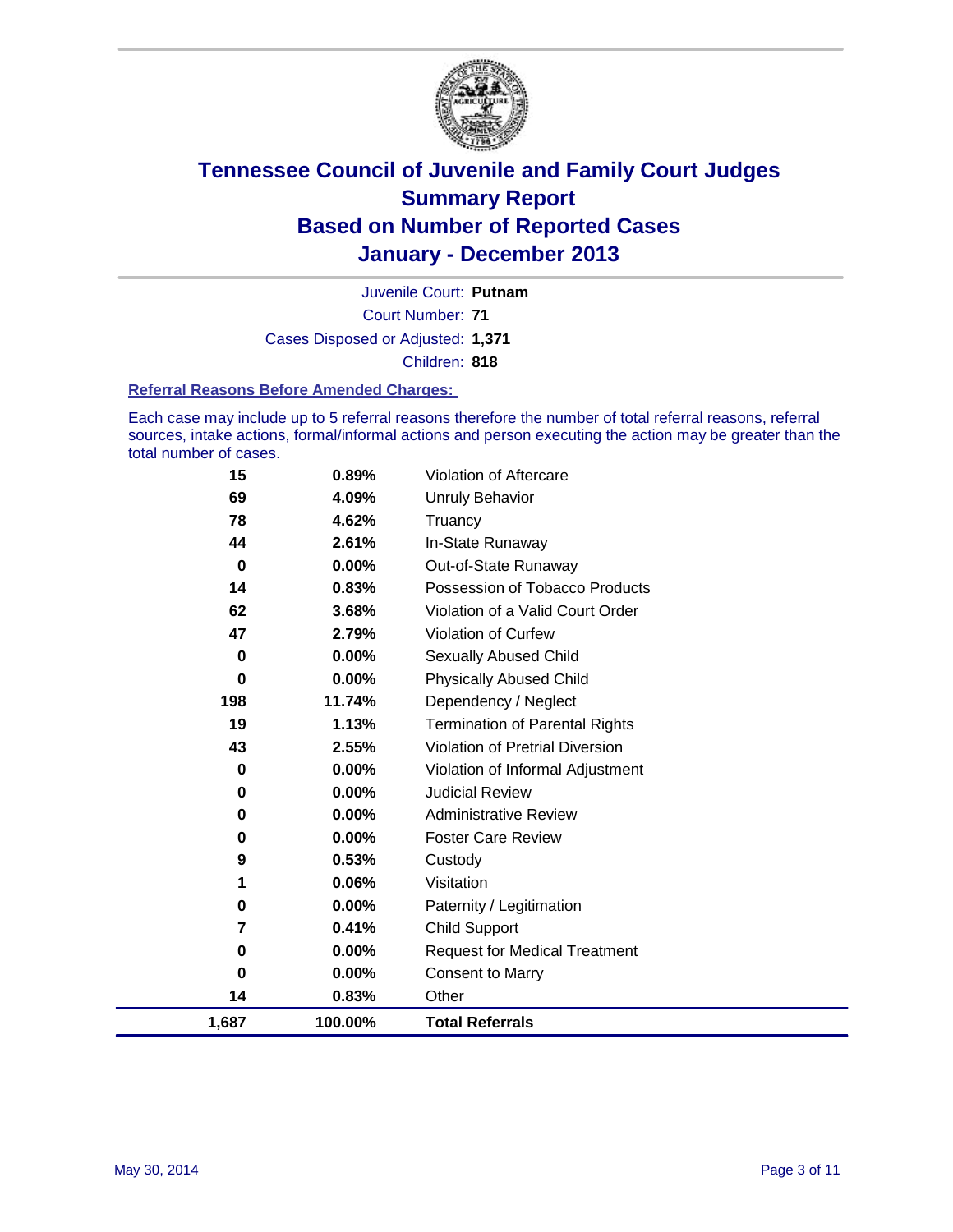# Tennessee Council of Juvenile and Family Court Judges
## Summary Report
## Based on Number of Reported Cases
## January - December 2013

Juvenile Court: **Putnam**

Court Number: **71**

Cases Disposed or Adjusted: **1,371**

Children: **818**

### Referral Reasons Before Amended Charges:

Each case may include up to 5 referral reasons therefore the number of total referral reasons, referral sources, intake actions, formal/informal actions and person executing the action may be greater than the total number of cases.

| Count | Percent | Referral Reason |
|---|---|---|
| 15 | 0.89% | Violation of Aftercare |
| 69 | 4.09% | Unruly Behavior |
| 78 | 4.62% | Truancy |
| 44 | 2.61% | In-State Runaway |
| 0 | 0.00% | Out-of-State Runaway |
| 14 | 0.83% | Possession of Tobacco Products |
| 62 | 3.68% | Violation of a Valid Court Order |
| 47 | 2.79% | Violation of Curfew |
| 0 | 0.00% | Sexually Abused Child |
| 0 | 0.00% | Physically Abused Child |
| 198 | 11.74% | Dependency / Neglect |
| 19 | 1.13% | Termination of Parental Rights |
| 43 | 2.55% | Violation of Pretrial Diversion |
| 0 | 0.00% | Violation of Informal Adjustment |
| 0 | 0.00% | Judicial Review |
| 0 | 0.00% | Administrative Review |
| 0 | 0.00% | Foster Care Review |
| 9 | 0.53% | Custody |
| 1 | 0.06% | Visitation |
| 0 | 0.00% | Paternity / Legitimation |
| 7 | 0.41% | Child Support |
| 0 | 0.00% | Request for Medical Treatment |
| 0 | 0.00% | Consent to Marry |
| 14 | 0.83% | Other |
| **1,687** | **100.00%** | **Total Referrals** |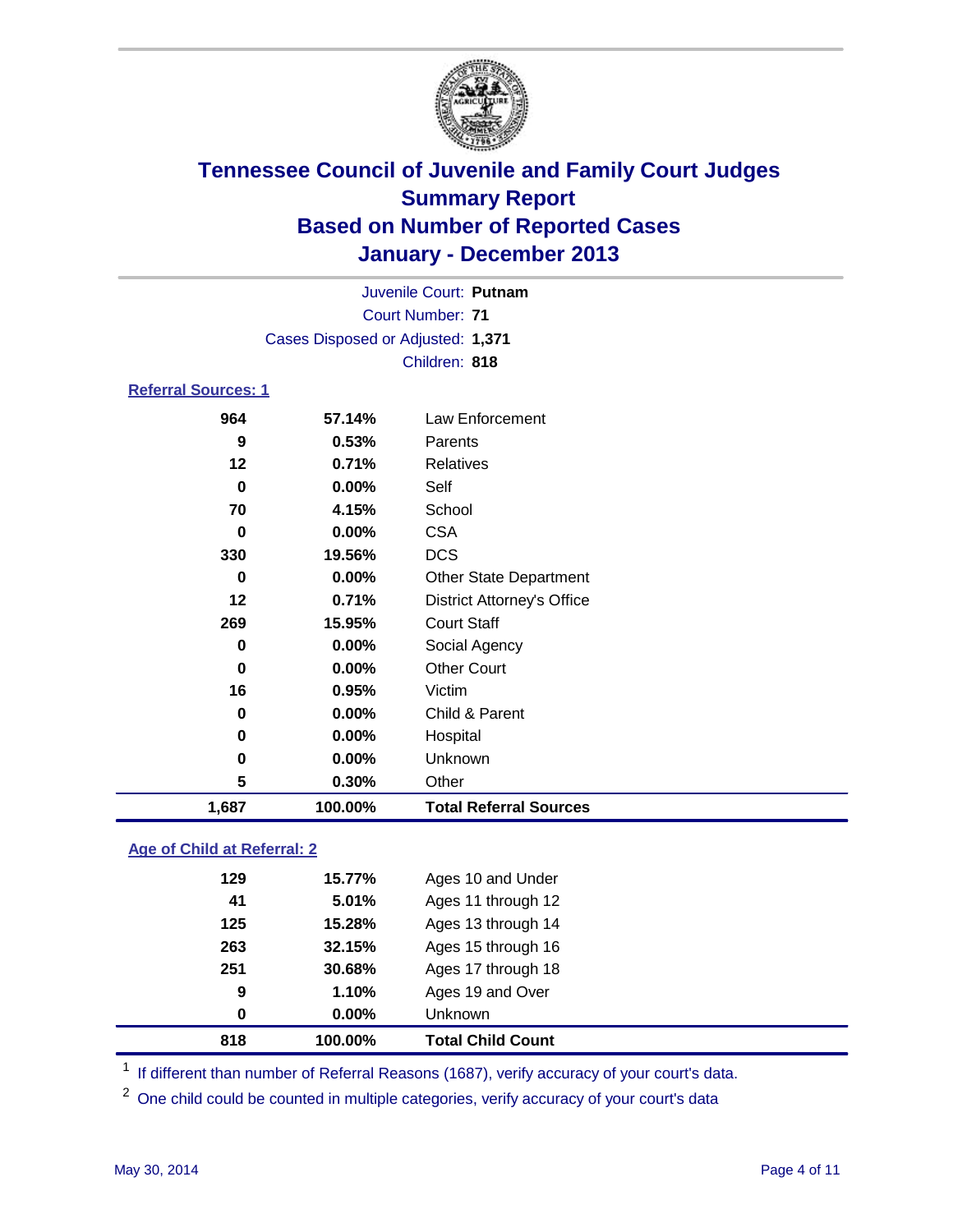# Tennessee Council of Juvenile and Family Court Judges
## Summary Report
## Based on Number of Reported Cases
## January - December 2013

Juvenile Court: **Putnam**

Court Number: **71**

Cases Disposed or Adjusted: **1,371**

Children: **818**

### Referral Sources: 1

| Count | Percent | Source |
|---|---|---|
| 964 | 57.14% | Law Enforcement |
| 9 | 0.53% | Parents |
| 12 | 0.71% | Relatives |
| 0 | 0.00% | Self |
| 70 | 4.15% | School |
| 0 | 0.00% | CSA |
| 330 | 19.56% | DCS |
| 0 | 0.00% | Other State Department |
| 12 | 0.71% | District Attorney's Office |
| 269 | 15.95% | Court Staff |
| 0 | 0.00% | Social Agency |
| 0 | 0.00% | Other Court |
| 16 | 0.95% | Victim |
| 0 | 0.00% | Child & Parent |
| 0 | 0.00% | Hospital |
| 0 | 0.00% | Unknown |
| 5 | 0.30% | Other |
| **1,687** | **100.00%** | **Total Referral Sources** |

### Age of Child at Referral: 2

| Count | Percent | Age |
|---|---|---|
| 129 | 15.77% | Ages 10 and Under |
| 41 | 5.01% | Ages 11 through 12 |
| 125 | 15.28% | Ages 13 through 14 |
| 263 | 32.15% | Ages 15 through 16 |
| 251 | 30.68% | Ages 17 through 18 |
| 9 | 1.10% | Ages 19 and Over |
| 0 | 0.00% | Unknown |
| **818** | **100.00%** | **Total Child Count** |

[1] If different than number of Referral Reasons (1687), verify accuracy of your court's data.

[2] One child could be counted in multiple categories, verify accuracy of your court's data

May 30, 2014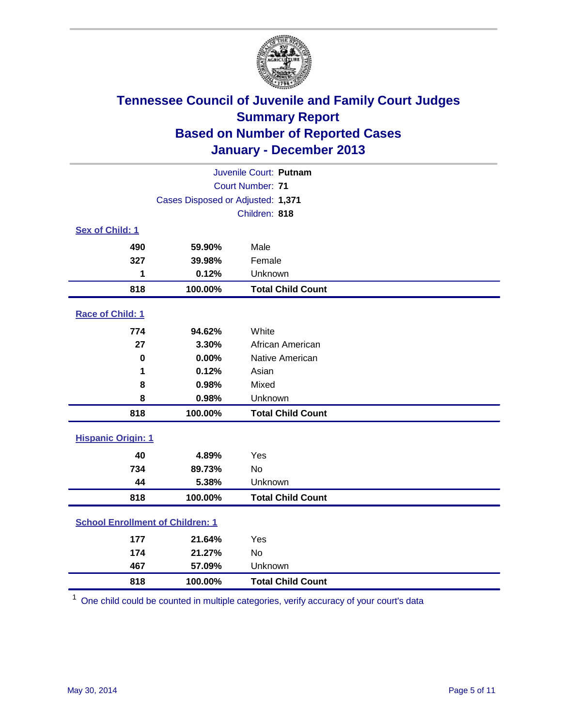# Tennessee Council of Juvenile and Family Court Judges
## Summary Report
## Based on Number of Reported Cases
## January - December 2013

Juvenile Court: **Putnam**
Court Number: **71**
Cases Disposed or Adjusted: **1,371**
Children: **818**

### Sex of Child: 1

| Count | Percent | Category |
|---|---|---|
| 490 | 59.90% | Male |
| 327 | 39.98% | Female |
| 1 | 0.12% | Unknown |
| **818** | **100.00%** | **Total Child Count** |

### Race of Child: 1

| Count | Percent | Category |
|---|---|---|
| 774 | 94.62% | White |
| 27 | 3.30% | African American |
| 0 | 0.00% | Native American |
| 1 | 0.12% | Asian |
| 8 | 0.98% | Mixed |
| 8 | 0.98% | Unknown |
| **818** | **100.00%** | **Total Child Count** |

### Hispanic Origin: 1

| Count | Percent | Category |
|---|---|---|
| 40 | 4.89% | Yes |
| 734 | 89.73% | No |
| 44 | 5.38% | Unknown |
| **818** | **100.00%** | **Total Child Count** |

### School Enrollment of Children: 1

| Count | Percent | Category |
|---|---|---|
| 177 | 21.64% | Yes |
| 174 | 21.27% | No |
| 467 | 57.09% | Unknown |
| **818** | **100.00%** | **Total Child Count** |

[1] One child could be counted in multiple categories, verify accuracy of your court's data

May 30, 2014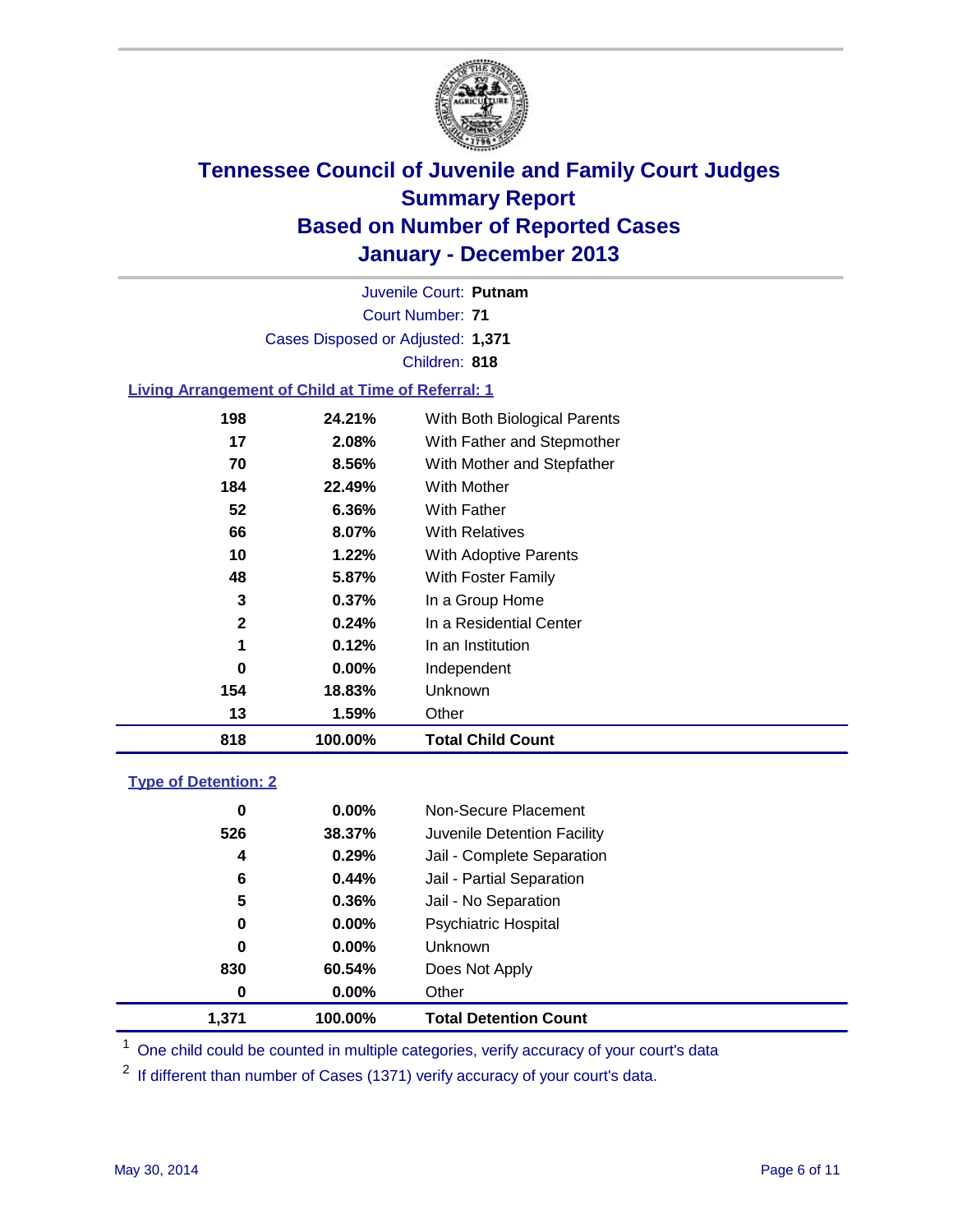# Tennessee Council of Juvenile and Family Court Judges
## Summary Report
## Based on Number of Reported Cases
## January - December 2013

Juvenile Court: **Putnam**
Court Number: **71**
Cases Disposed or Adjusted: **1,371**
Children: **818**

### Living Arrangement of Child at Time of Referral: 1

| Count | Percent | Category |
|---|---|---|
| 198 | 24.21% | With Both Biological Parents |
| 17 | 2.08% | With Father and Stepmother |
| 70 | 8.56% | With Mother and Stepfather |
| 184 | 22.49% | With Mother |
| 52 | 6.36% | With Father |
| 66 | 8.07% | With Relatives |
| 10 | 1.22% | With Adoptive Parents |
| 48 | 5.87% | With Foster Family |
| 3 | 0.37% | In a Group Home |
| 2 | 0.24% | In a Residential Center |
| 1 | 0.12% | In an Institution |
| 0 | 0.00% | Independent |
| 154 | 18.83% | Unknown |
| 13 | 1.59% | Other |
| **818** | **100.00%** | **Total Child Count** |

### Type of Detention: 2

| Count | Percent | Category |
|---|---|---|
| 0 | 0.00% | Non-Secure Placement |
| 526 | 38.37% | Juvenile Detention Facility |
| 4 | 0.29% | Jail - Complete Separation |
| 6 | 0.44% | Jail - Partial Separation |
| 5 | 0.36% | Jail - No Separation |
| 0 | 0.00% | Psychiatric Hospital |
| 0 | 0.00% | Unknown |
| 830 | 60.54% | Does Not Apply |
| 0 | 0.00% | Other |
| **1,371** | **100.00%** | **Total Detention Count** |

[1] One child could be counted in multiple categories, verify accuracy of your court's data

[2] If different than number of Cases (1371) verify accuracy of your court's data.

May 30, 2014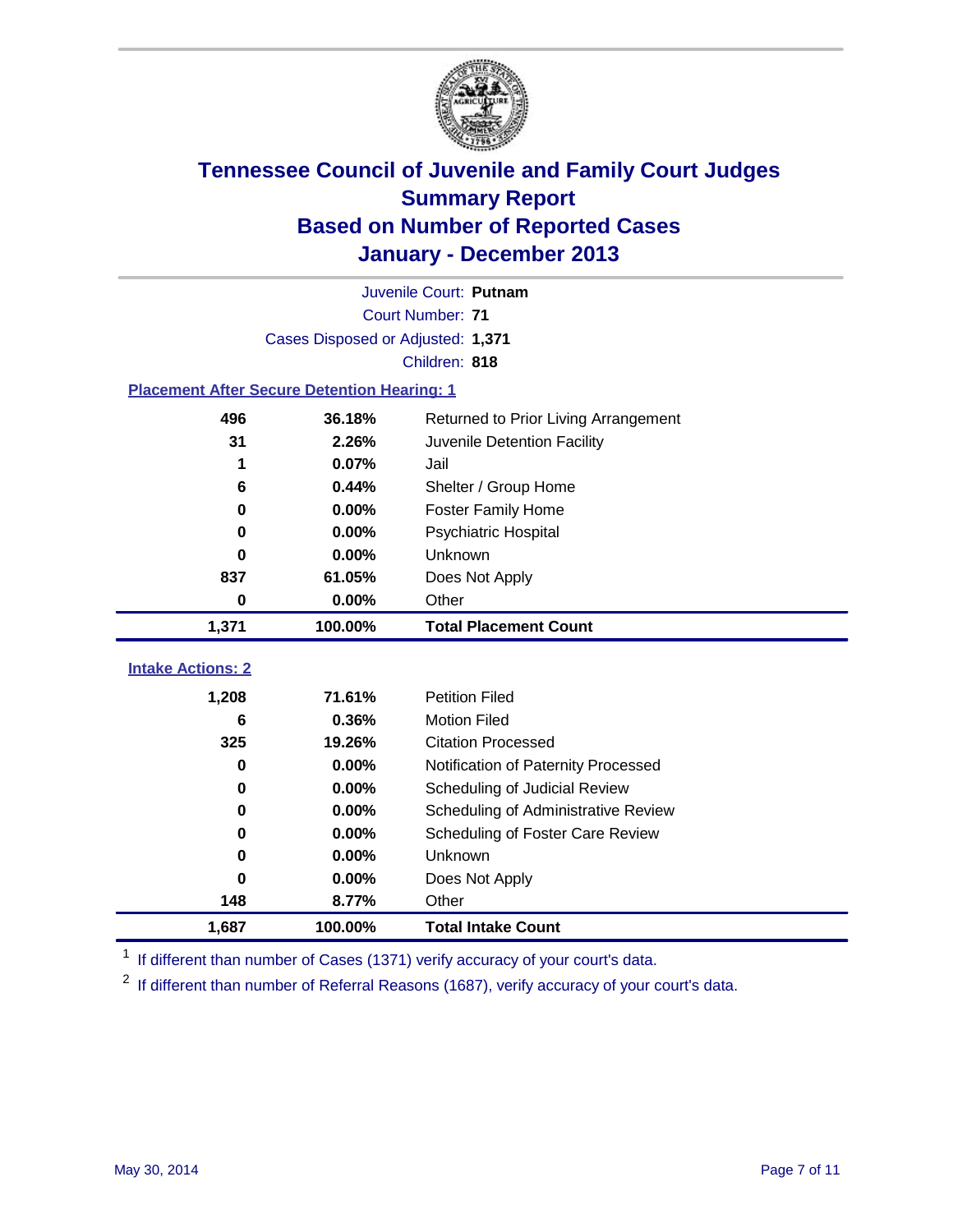# Tennessee Council of Juvenile and Family Court Judges
## Summary Report
## Based on Number of Reported Cases
## January - December 2013

Juvenile Court: **Putnam**

Court Number: **71**

Cases Disposed or Adjusted: **1,371**

Children: **818**

### Placement After Secure Detention Hearing: 1

| Count | Percent | Placement |
|---|---|---|
| 496 | 36.18% | Returned to Prior Living Arrangement |
| 31 | 2.26% | Juvenile Detention Facility |
| 1 | 0.07% | Jail |
| 6 | 0.44% | Shelter / Group Home |
| 0 | 0.00% | Foster Family Home |
| 0 | 0.00% | Psychiatric Hospital |
| 0 | 0.00% | Unknown |
| 837 | 61.05% | Does Not Apply |
| 0 | 0.00% | Other |
| **1,371** | **100.00%** | **Total Placement Count** |

### Intake Actions: 2

| Count | Percent | Intake Action |
|---|---|---|
| 1,208 | 71.61% | Petition Filed |
| 6 | 0.36% | Motion Filed |
| 325 | 19.26% | Citation Processed |
| 0 | 0.00% | Notification of Paternity Processed |
| 0 | 0.00% | Scheduling of Judicial Review |
| 0 | 0.00% | Scheduling of Administrative Review |
| 0 | 0.00% | Scheduling of Foster Care Review |
| 0 | 0.00% | Unknown |
| 0 | 0.00% | Does Not Apply |
| 148 | 8.77% | Other |
| **1,687** | **100.00%** | **Total Intake Count** |

[1] If different than number of Cases (1371) verify accuracy of your court's data.

[2] If different than number of Referral Reasons (1687), verify accuracy of your court's data.

May 30, 2014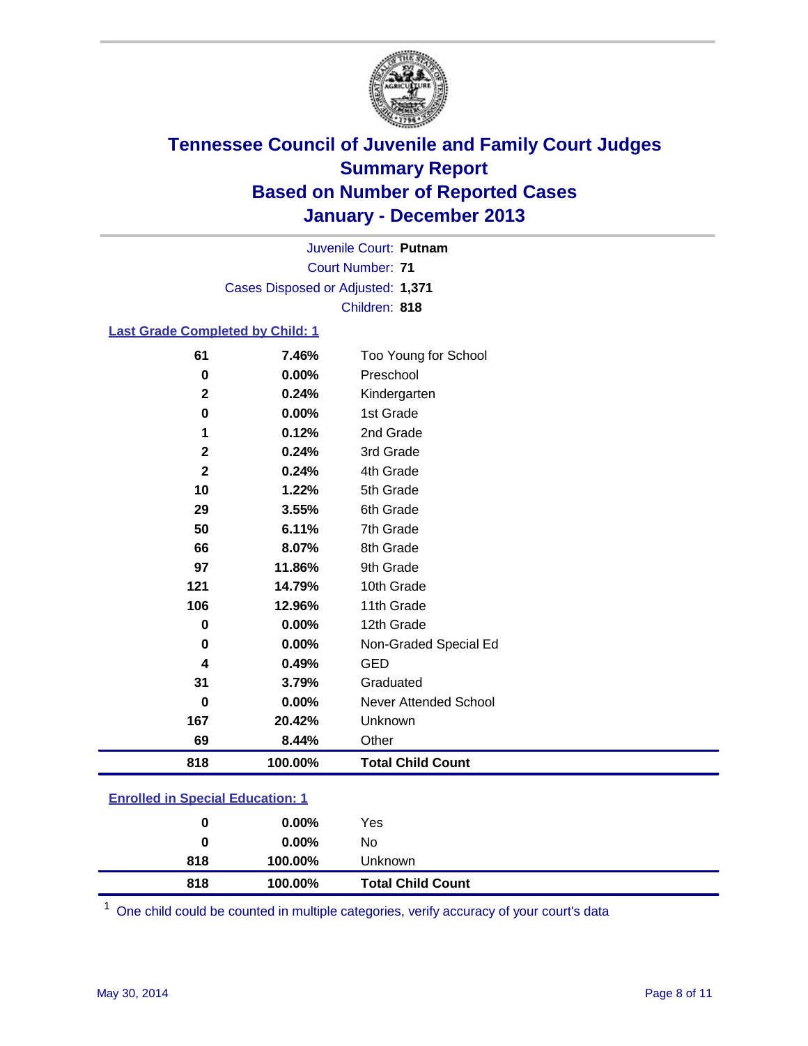# Tennessee Council of Juvenile and Family Court Judges
## Summary Report
## Based on Number of Reported Cases
## January - December 2013

Juvenile Court: **Putnam**
Court Number: **71**
Cases Disposed or Adjusted: **1,371**
Children: **818**

### Last Grade Completed by Child: 1

| | | |
|---|---|---|
| 61 | 7.46% | Too Young for School |
| 0 | 0.00% | Preschool |
| 2 | 0.24% | Kindergarten |
| 0 | 0.00% | 1st Grade |
| 1 | 0.12% | 2nd Grade |
| 2 | 0.24% | 3rd Grade |
| 2 | 0.24% | 4th Grade |
| 10 | 1.22% | 5th Grade |
| 29 | 3.55% | 6th Grade |
| 50 | 6.11% | 7th Grade |
| 66 | 8.07% | 8th Grade |
| 97 | 11.86% | 9th Grade |
| 121 | 14.79% | 10th Grade |
| 106 | 12.96% | 11th Grade |
| 0 | 0.00% | 12th Grade |
| 0 | 0.00% | Non-Graded Special Ed |
| 4 | 0.49% | GED |
| 31 | 3.79% | Graduated |
| 0 | 0.00% | Never Attended School |
| 167 | 20.42% | Unknown |
| 69 | 8.44% | Other |
| **818** | **100.00%** | **Total Child Count** |

### Enrolled in Special Education: 1

| | | |
|---|---|---|
| 0 | 0.00% | Yes |
| 0 | 0.00% | No |
| 818 | 100.00% | Unknown |
| **818** | **100.00%** | **Total Child Count** |

[1] One child could be counted in multiple categories, verify accuracy of your court's data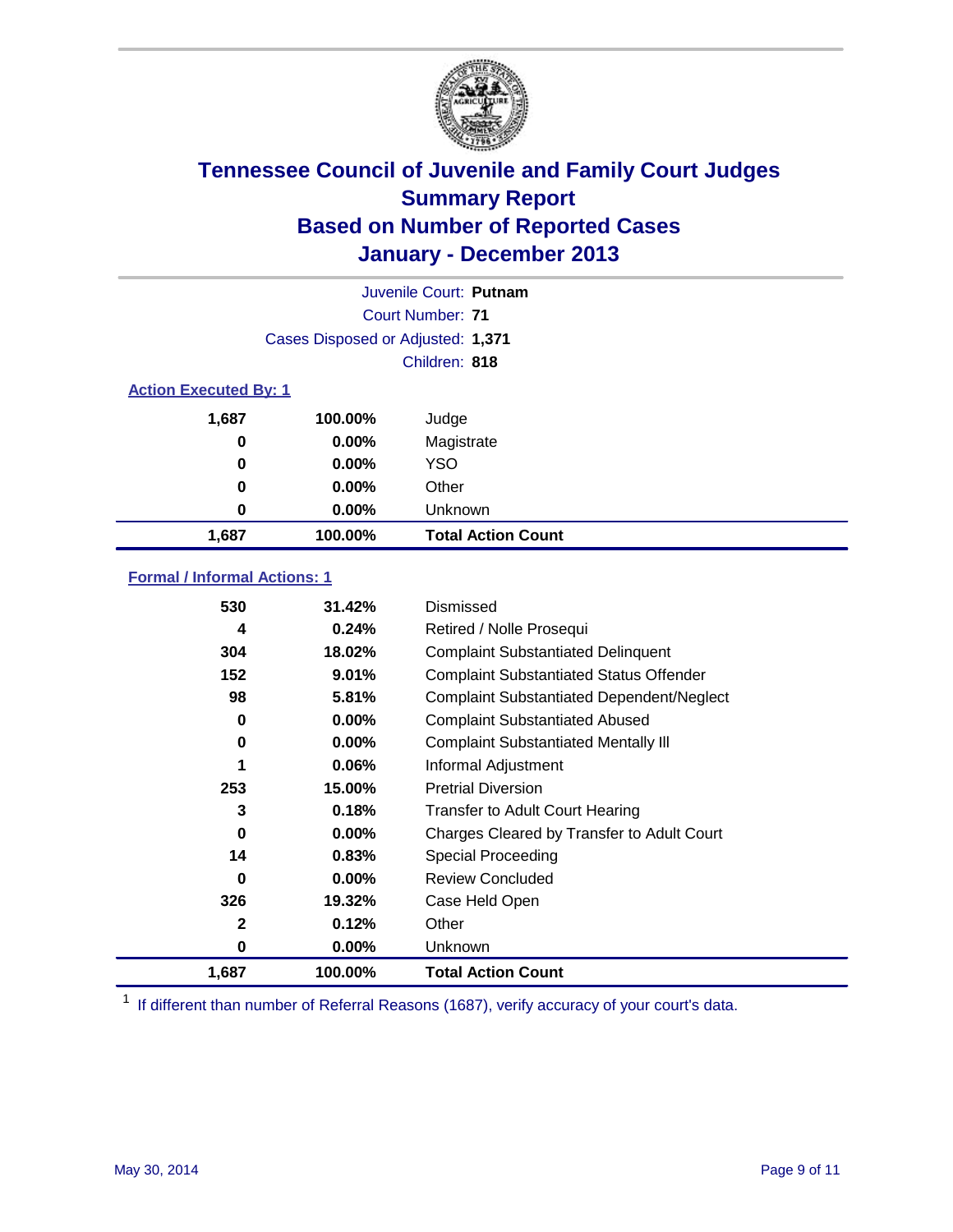# Tennessee Council of Juvenile and Family Court Judges
## Summary Report
## Based on Number of Reported Cases
## January - December 2013

Juvenile Court: **Putnam**

Court Number: **71**

Cases Disposed or Adjusted: **1,371**

Children: **818**

### Action Executed By: 1

| Count | Percent | Type |
|---|---|---|
| 1,687 | 100.00% | Judge |
| 0 | 0.00% | Magistrate |
| 0 | 0.00% | YSO |
| 0 | 0.00% | Other |
| 0 | 0.00% | Unknown |
| **1,687** | **100.00%** | **Total Action Count** |

### Formal / Informal Actions: 1

| Count | Percent | Type |
|---|---|---|
| 530 | 31.42% | Dismissed |
| 4 | 0.24% | Retired / Nolle Prosequi |
| 304 | 18.02% | Complaint Substantiated Delinquent |
| 152 | 9.01% | Complaint Substantiated Status Offender |
| 98 | 5.81% | Complaint Substantiated Dependent/Neglect |
| 0 | 0.00% | Complaint Substantiated Abused |
| 0 | 0.00% | Complaint Substantiated Mentally Ill |
| 1 | 0.06% | Informal Adjustment |
| 253 | 15.00% | Pretrial Diversion |
| 3 | 0.18% | Transfer to Adult Court Hearing |
| 0 | 0.00% | Charges Cleared by Transfer to Adult Court |
| 14 | 0.83% | Special Proceeding |
| 0 | 0.00% | Review Concluded |
| 326 | 19.32% | Case Held Open |
| 2 | 0.12% | Other |
| 0 | 0.00% | Unknown |
| **1,687** | **100.00%** | **Total Action Count** |

[1] If different than number of Referral Reasons (1687), verify accuracy of your court's data.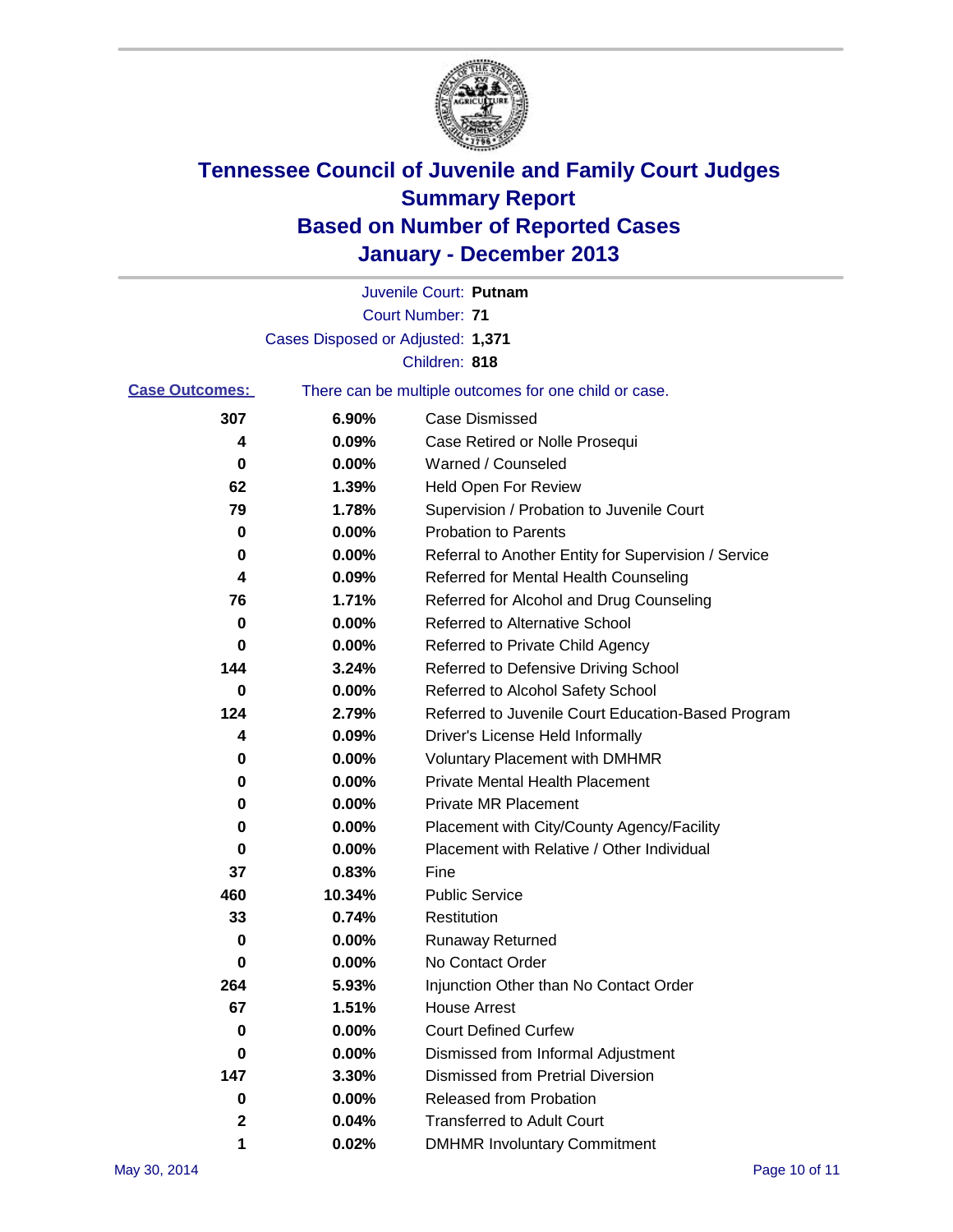# Tennessee Council of Juvenile and Family Court Judges
## Summary Report
## Based on Number of Reported Cases
## January - December 2013

Juvenile Court: **Putnam**

Court Number: **71**

Cases Disposed or Adjusted: **1,371**

Children: **818**

**Case Outcomes:** There can be multiple outcomes for one child or case.

| Count | Percent | Outcome |
|---|---|---|
| 307 | 6.90% | Case Dismissed |
| 4 | 0.09% | Case Retired or Nolle Prosequi |
| 0 | 0.00% | Warned / Counseled |
| 62 | 1.39% | Held Open For Review |
| 79 | 1.78% | Supervision / Probation to Juvenile Court |
| 0 | 0.00% | Probation to Parents |
| 0 | 0.00% | Referral to Another Entity for Supervision / Service |
| 4 | 0.09% | Referred for Mental Health Counseling |
| 76 | 1.71% | Referred for Alcohol and Drug Counseling |
| 0 | 0.00% | Referred to Alternative School |
| 0 | 0.00% | Referred to Private Child Agency |
| 144 | 3.24% | Referred to Defensive Driving School |
| 0 | 0.00% | Referred to Alcohol Safety School |
| 124 | 2.79% | Referred to Juvenile Court Education-Based Program |
| 4 | 0.09% | Driver's License Held Informally |
| 0 | 0.00% | Voluntary Placement with DMHMR |
| 0 | 0.00% | Private Mental Health Placement |
| 0 | 0.00% | Private MR Placement |
| 0 | 0.00% | Placement with City/County Agency/Facility |
| 0 | 0.00% | Placement with Relative / Other Individual |
| 37 | 0.83% | Fine |
| 460 | 10.34% | Public Service |
| 33 | 0.74% | Restitution |
| 0 | 0.00% | Runaway Returned |
| 0 | 0.00% | No Contact Order |
| 264 | 5.93% | Injunction Other than No Contact Order |
| 67 | 1.51% | House Arrest |
| 0 | 0.00% | Court Defined Curfew |
| 0 | 0.00% | Dismissed from Informal Adjustment |
| 147 | 3.30% | Dismissed from Pretrial Diversion |
| 0 | 0.00% | Released from Probation |
| 2 | 0.04% | Transferred to Adult Court |
| 1 | 0.02% | DMHMR Involuntary Commitment |

May 30, 2014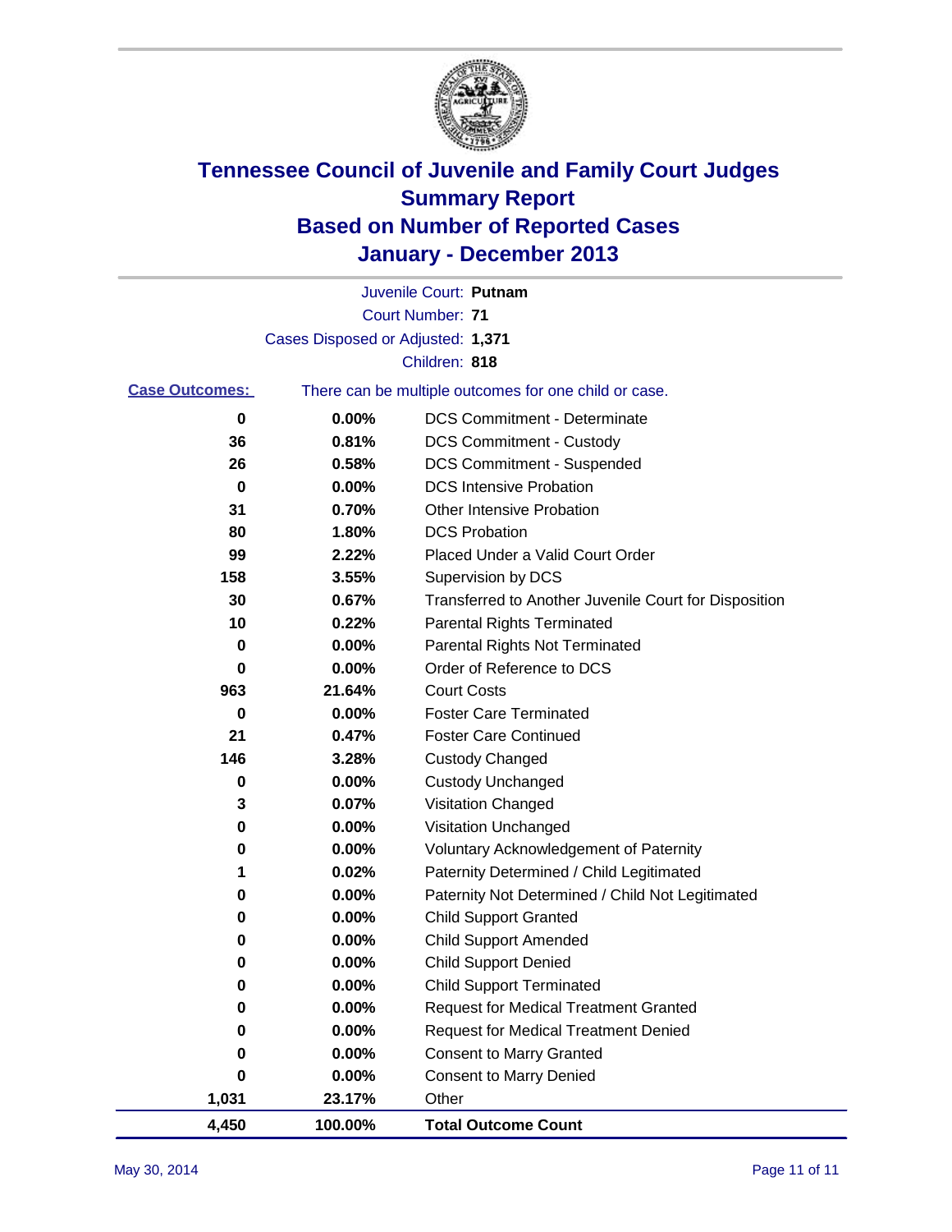# Tennessee Council of Juvenile and Family Court Judges
# Summary Report
# Based on Number of Reported Cases
# January - December 2013

Juvenile Court: **Putnam**

Court Number: **71**

Cases Disposed or Adjusted: **1,371**

Children: **818**

**Case Outcomes:** There can be multiple outcomes for one child or case.

| | | |
|---|---|---|
| 0 | 0.00% | DCS Commitment - Determinate |
| 36 | 0.81% | DCS Commitment - Custody |
| 26 | 0.58% | DCS Commitment - Suspended |
| 0 | 0.00% | DCS Intensive Probation |
| 31 | 0.70% | Other Intensive Probation |
| 80 | 1.80% | DCS Probation |
| 99 | 2.22% | Placed Under a Valid Court Order |
| 158 | 3.55% | Supervision by DCS |
| 30 | 0.67% | Transferred to Another Juvenile Court for Disposition |
| 10 | 0.22% | Parental Rights Terminated |
| 0 | 0.00% | Parental Rights Not Terminated |
| 0 | 0.00% | Order of Reference to DCS |
| 963 | 21.64% | Court Costs |
| 0 | 0.00% | Foster Care Terminated |
| 21 | 0.47% | Foster Care Continued |
| 146 | 3.28% | Custody Changed |
| 0 | 0.00% | Custody Unchanged |
| 3 | 0.07% | Visitation Changed |
| 0 | 0.00% | Visitation Unchanged |
| 0 | 0.00% | Voluntary Acknowledgement of Paternity |
| 1 | 0.02% | Paternity Determined / Child Legitimated |
| 0 | 0.00% | Paternity Not Determined / Child Not Legitimated |
| 0 | 0.00% | Child Support Granted |
| 0 | 0.00% | Child Support Amended |
| 0 | 0.00% | Child Support Denied |
| 0 | 0.00% | Child Support Terminated |
| 0 | 0.00% | Request for Medical Treatment Granted |
| 0 | 0.00% | Request for Medical Treatment Denied |
| 0 | 0.00% | Consent to Marry Granted |
| 0 | 0.00% | Consent to Marry Denied |
| 1,031 | 23.17% | Other |
| **4,450** | **100.00%** | **Total Outcome Count** |

May 30, 2014